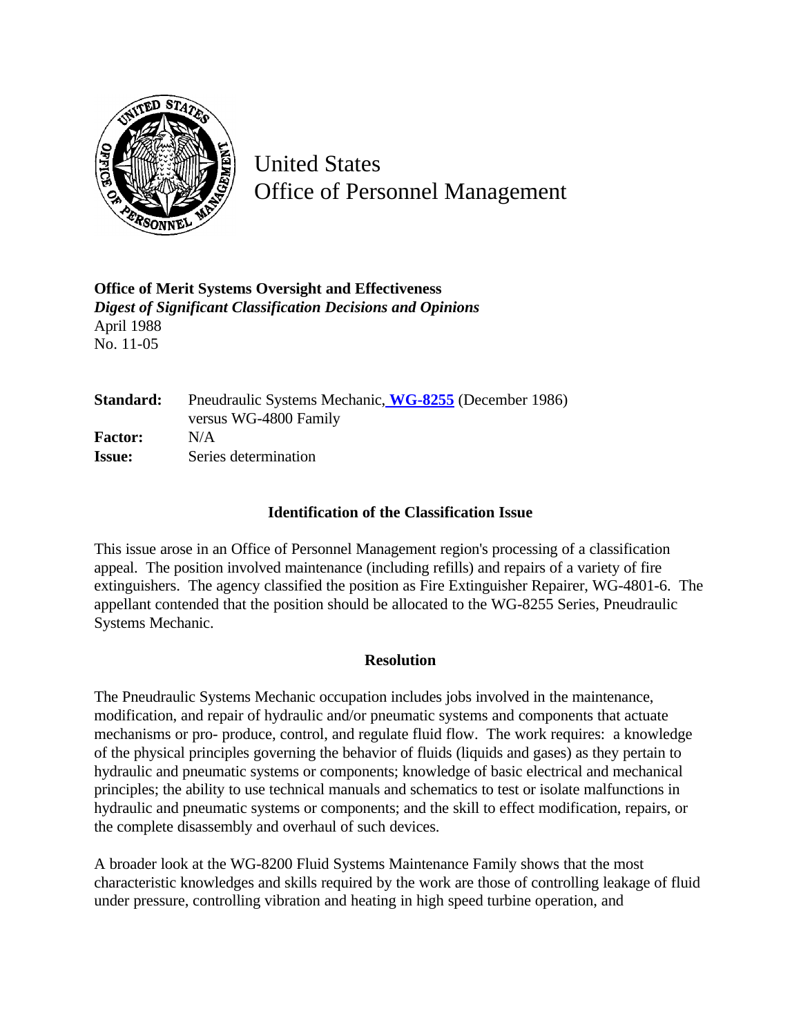United States
Office of Personnel Management

**Office of Merit Systems Oversight and Effectiveness**
***Digest of Significant Classification Decisions and Opinions***
April 1988
No. 11-05

| **Standard:** | Pneudraulic Systems Mechanic, **WG-8255** (December 1986) versus WG-4800 Family |
|---|---|
| **Factor:** | N/A |
| **Issue:** | Series determination |

## Identification of the Classification Issue

This issue arose in an Office of Personnel Management region's processing of a classification appeal. The position involved maintenance (including refills) and repairs of a variety of fire extinguishers. The agency classified the position as Fire Extinguisher Repairer, WG-4801-6. The appellant contended that the position should be allocated to the WG-8255 Series, Pneudraulic Systems Mechanic.

## Resolution

The Pneudraulic Systems Mechanic occupation includes jobs involved in the maintenance, modification, and repair of hydraulic and/or pneumatic systems and components that actuate mechanisms or pro- produce, control, and regulate fluid flow. The work requires: a knowledge of the physical principles governing the behavior of fluids (liquids and gases) as they pertain to hydraulic and pneumatic systems or components; knowledge of basic electrical and mechanical principles; the ability to use technical manuals and schematics to test or isolate malfunctions in hydraulic and pneumatic systems or components; and the skill to effect modification, repairs, or the complete disassembly and overhaul of such devices.

A broader look at the WG-8200 Fluid Systems Maintenance Family shows that the most characteristic knowledges and skills required by the work are those of controlling leakage of fluid under pressure, controlling vibration and heating in high speed turbine operation, and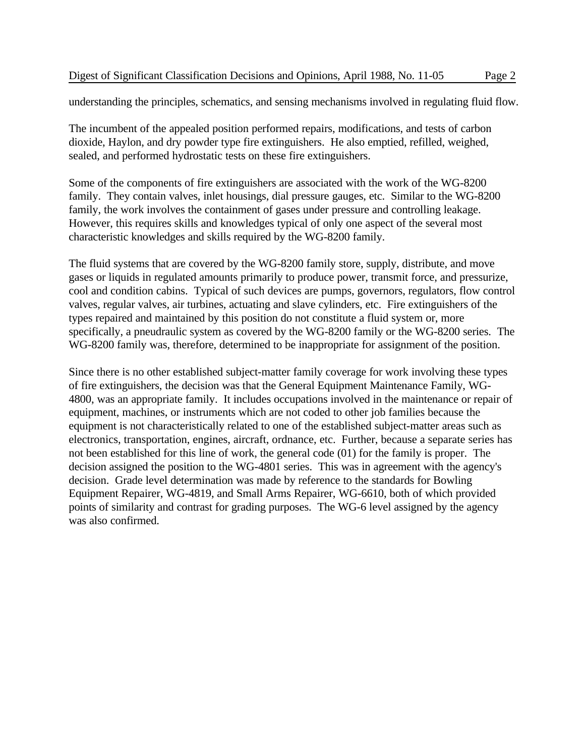understanding the principles, schematics, and sensing mechanisms involved in regulating fluid flow.

The incumbent of the appealed position performed repairs, modifications, and tests of carbon dioxide, Haylon, and dry powder type fire extinguishers. He also emptied, refilled, weighed, sealed, and performed hydrostatic tests on these fire extinguishers.

Some of the components of fire extinguishers are associated with the work of the WG-8200 family. They contain valves, inlet housings, dial pressure gauges, etc. Similar to the WG-8200 family, the work involves the containment of gases under pressure and controlling leakage. However, this requires skills and knowledges typical of only one aspect of the several most characteristic knowledges and skills required by the WG-8200 family.

The fluid systems that are covered by the WG-8200 family store, supply, distribute, and move gases or liquids in regulated amounts primarily to produce power, transmit force, and pressurize, cool and condition cabins. Typical of such devices are pumps, governors, regulators, flow control valves, regular valves, air turbines, actuating and slave cylinders, etc. Fire extinguishers of the types repaired and maintained by this position do not constitute a fluid system or, more specifically, a pneudraulic system as covered by the WG-8200 family or the WG-8200 series. The WG-8200 family was, therefore, determined to be inappropriate for assignment of the position.

Since there is no other established subject-matter family coverage for work involving these types of fire extinguishers, the decision was that the General Equipment Maintenance Family, WG-4800, was an appropriate family. It includes occupations involved in the maintenance or repair of equipment, machines, or instruments which are not coded to other job families because the equipment is not characteristically related to one of the established subject-matter areas such as electronics, transportation, engines, aircraft, ordnance, etc. Further, because a separate series has not been established for this line of work, the general code (01) for the family is proper. The decision assigned the position to the WG-4801 series. This was in agreement with the agency's decision. Grade level determination was made by reference to the standards for Bowling Equipment Repairer, WG-4819, and Small Arms Repairer, WG-6610, both of which provided points of similarity and contrast for grading purposes. The WG-6 level assigned by the agency was also confirmed.